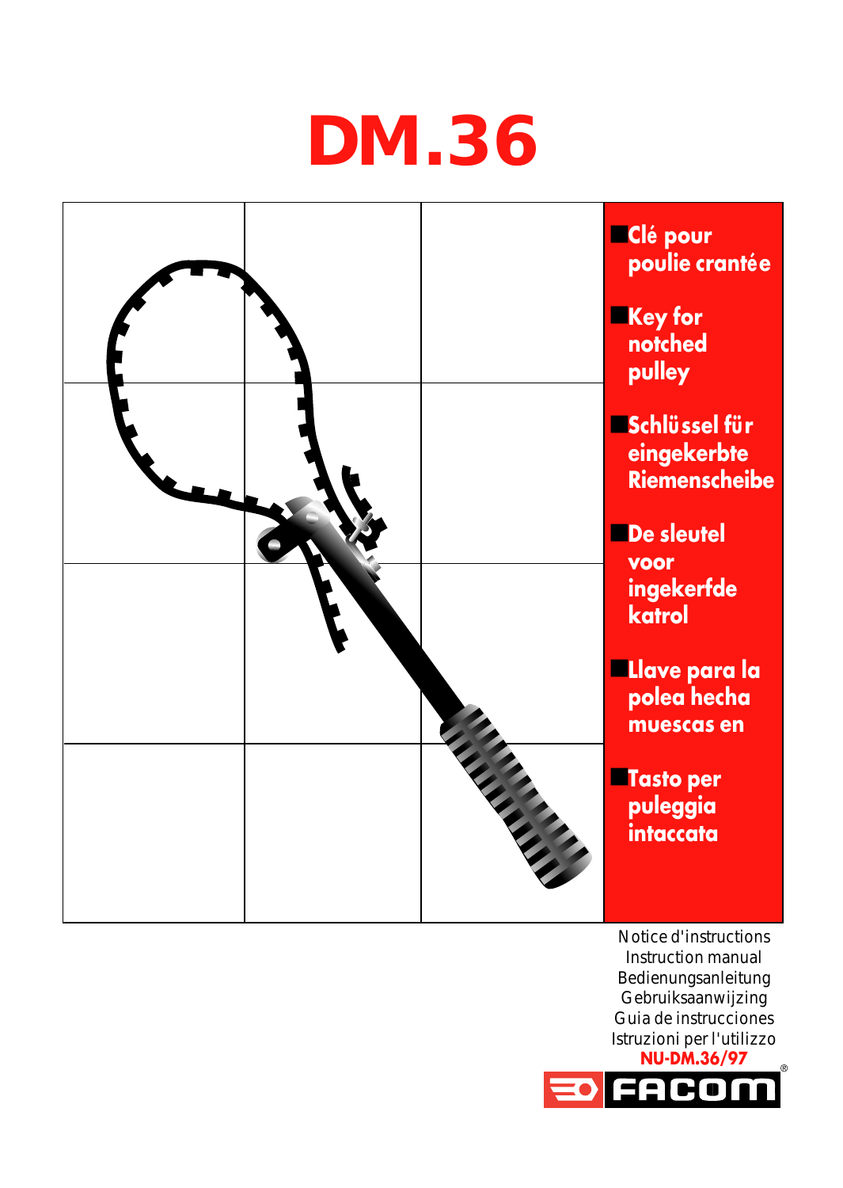# DM.36

- **Clé pour poulie crantée**
- **Key for notched pulley**
- **Schlüssel für eingekerbte Riemenscheibe**
- **De sleutel voor ingekerfde katrol**
- **Llave para la polea hecha muescas en**
- **Tasto per puleggia intaccata**

Notice d'instructions
Instruction manual
Bedienungsanleitung
Gebruiksaanwijzing
Guia de instrucciones
Istruzioni per l'utilizzo

**NU-DM.36/97**

FACOM®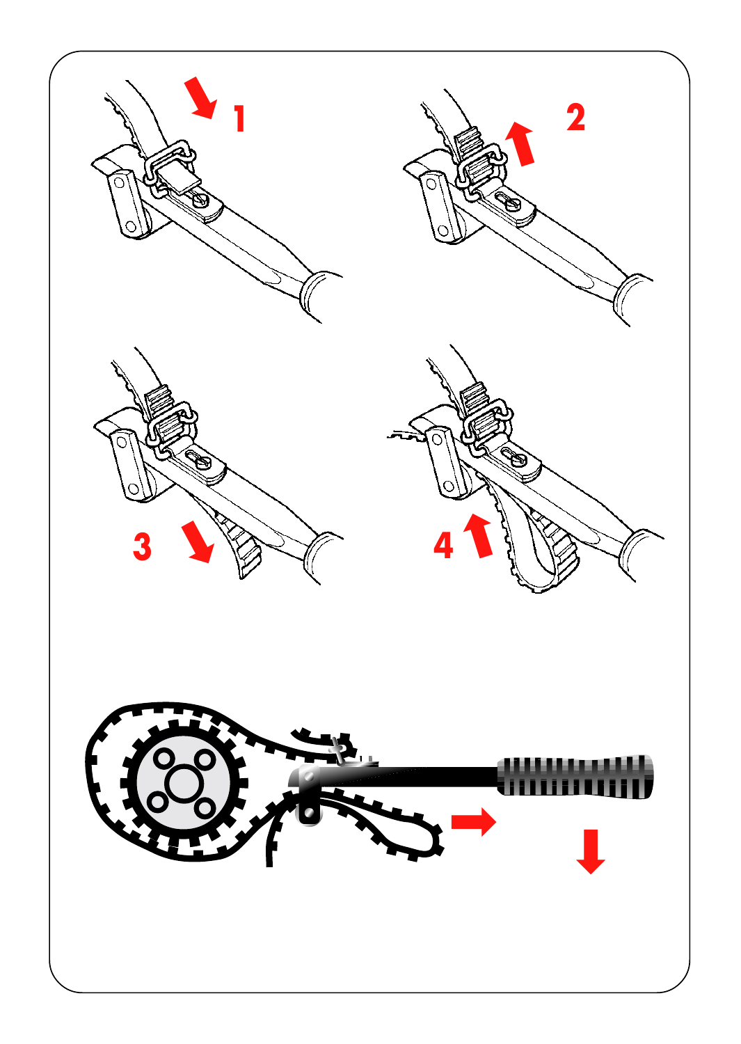1

2

3

4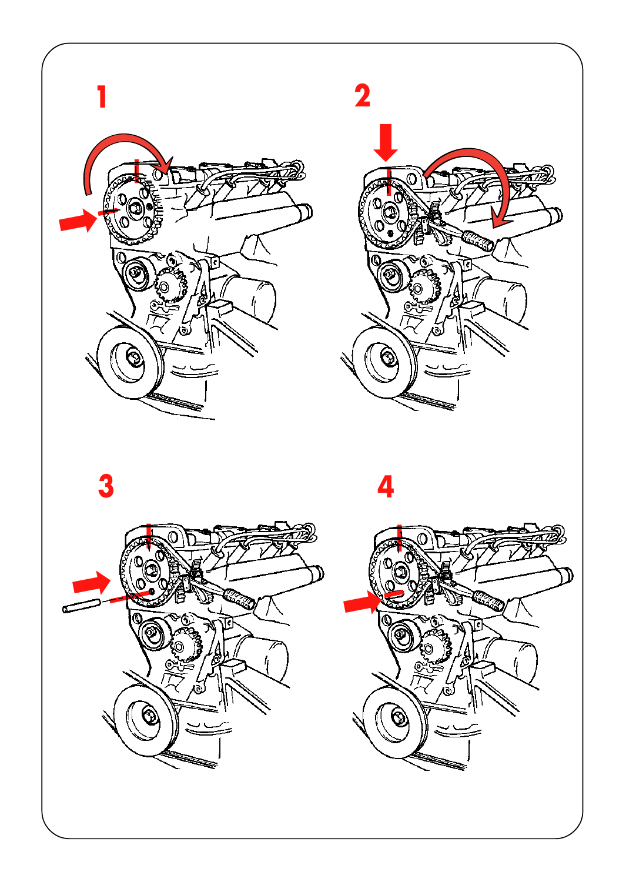1

2

3

4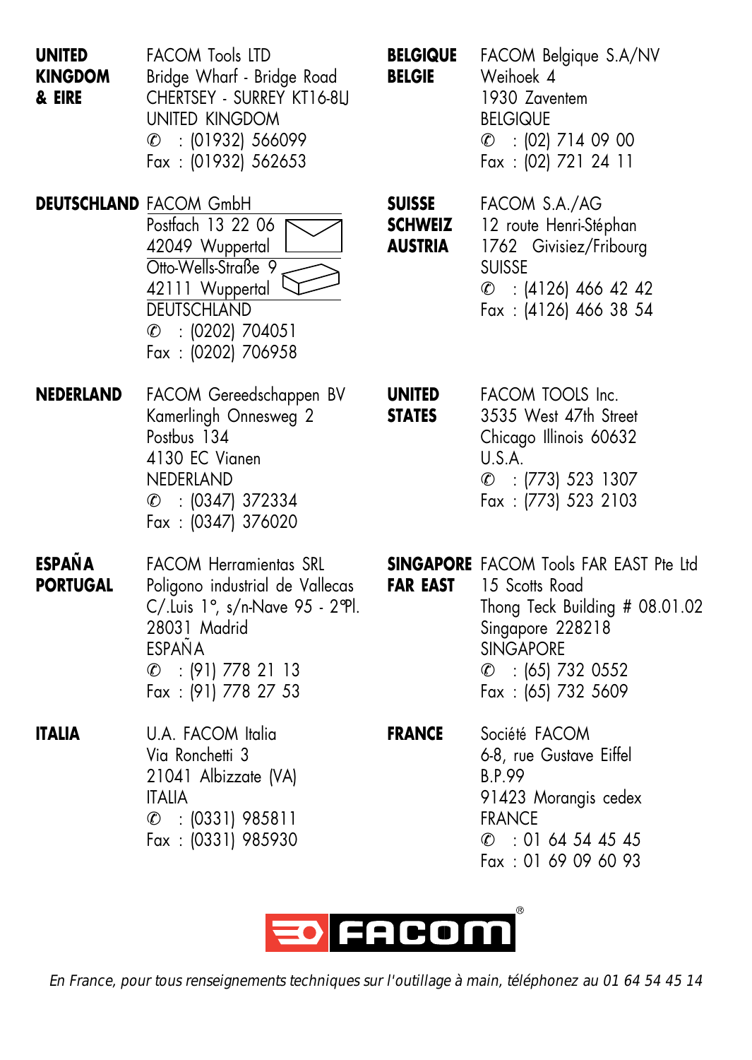**UNITED KINGDOM & EIRE**
FACOM Tools LTD
Bridge Wharf - Bridge Road
CHERTSEY - SURREY KT16-8LJ
UNITED KINGDOM
✆ : (01932) 566099
Fax : (01932) 562653

**DEUTSCHLAND**
FACOM GmbH
Postfach 13 22 06
42049 Wuppertal
Otto-Wells-Straße 9
42111 Wuppertal
DEUTSCHLAND
✆ : (0202) 704051
Fax : (0202) 706958

**NEDERLAND**
FACOM Gereedschappen BV
Kamerlingh Onnesweg 2
Postbus 134
4130 EC Vianen
NEDERLAND
✆ : (0347) 372334
Fax : (0347) 376020

**ESPAÑA PORTUGAL**
FACOM Herramientas SRL
Poligono industrial de Vallecas
C/.Luis 1°, s/n-Nave 95 - 2°Pl.
28031 Madrid
ESPAÑA
✆ : (91) 778 21 13
Fax : (91) 778 27 53

**ITALIA**
U.A. FACOM Italia
Via Ronchetti 3
21041 Albizzate (VA)
ITALIA
✆ : (0331) 985811
Fax : (0331) 985930

**BELGIQUE BELGIE**
FACOM Belgique S.A/NV
Weihoek 4
1930 Zaventem
BELGIQUE
✆ : (02) 714 09 00
Fax : (02) 721 24 11

**SUISSE SCHWEIZ AUSTRIA**
FACOM S.A./AG
12 route Henri-Stéphan
1762 Givisiez/Fribourg
SUISSE
✆ : (4126) 466 42 42
Fax : (4126) 466 38 54

**UNITED STATES**
FACOM TOOLS Inc.
3535 West 47th Street
Chicago Illinois 60632
U.S.A.
✆ : (773) 523 1307
Fax : (773) 523 2103

**SINGAPORE FAR EAST**
FACOM Tools FAR EAST Pte Ltd
15 Scotts Road
Thong Teck Building # 08.01.02
Singapore 228218
SINGAPORE
✆ : (65) 732 0552
Fax : (65) 732 5609

**FRANCE**
Société FACOM
6-8, rue Gustave Eiffel
B.P.99
91423 Morangis cedex
FRANCE
✆ : 01 64 54 45 45
Fax : 01 69 09 60 93

FACOM®

*En France, pour tous renseignements techniques sur l'outillage à main, téléphonez au 01 64 54 45 14*